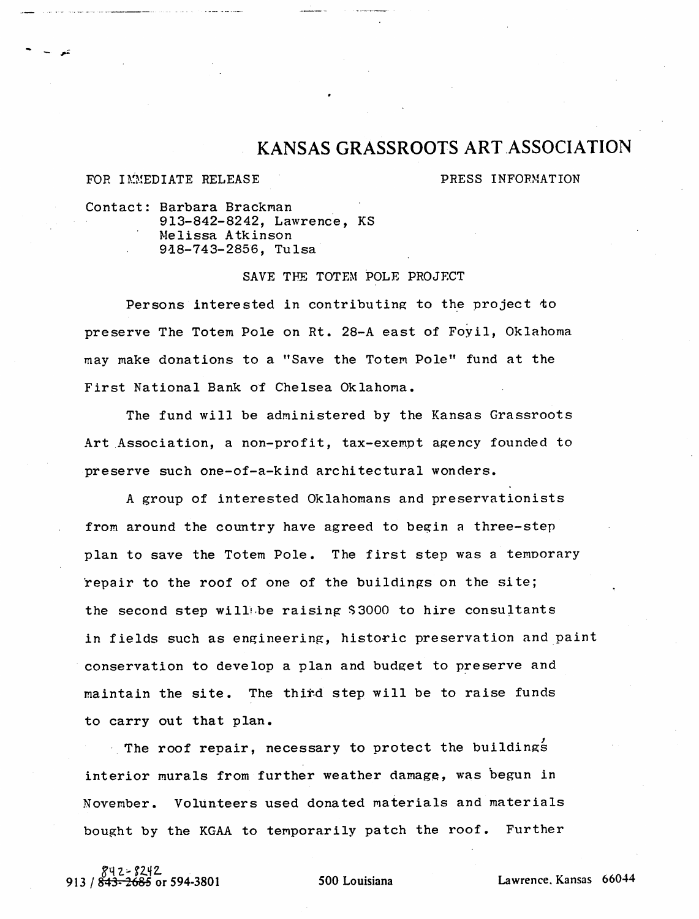# KANSAS GRASSROOTS ART ASSOCIATION

FOR IMMEDIATE RELEASE PRESS INFORMATION

Contact: Barbara Brackman
913-842-8242, Lawrence, KS
Melissa Atkinson
918-743-2856, Tulsa

## SAVE THE TOTEM POLE PROJECT

Persons interested in contributing to the project to preserve The Totem Pole on Rt. 28-A east of Foyil, Oklahoma may make donations to a "Save the Totem Pole" fund at the First National Bank of Chelsea Oklahoma.

The fund will be administered by the Kansas Grassroots Art Association, a non-profit, tax-exempt agency founded to preserve such one-of-a-kind architectural wonders.

A group of interested Oklahomans and preservationists from around the country have agreed to begin a three-step plan to save the Totem Pole. The first step was a temporary repair to the roof of one of the buildings on the site; the second step will be raising $3000 to hire consultants in fields such as engineering, historic preservation and paint conservation to develop a plan and budget to preserve and maintain the site. The third step will be to raise funds to carry out that plan.

The roof repair, necessary to protect the buildings' interior murals from further weather damage, was begun in November. Volunteers used donated materials and materials bought by the KGAA to temporarily patch the roof. Further

913 / ~~843-2685~~ 842-8242 or 594-3801 500 Louisiana Lawrence, Kansas 66044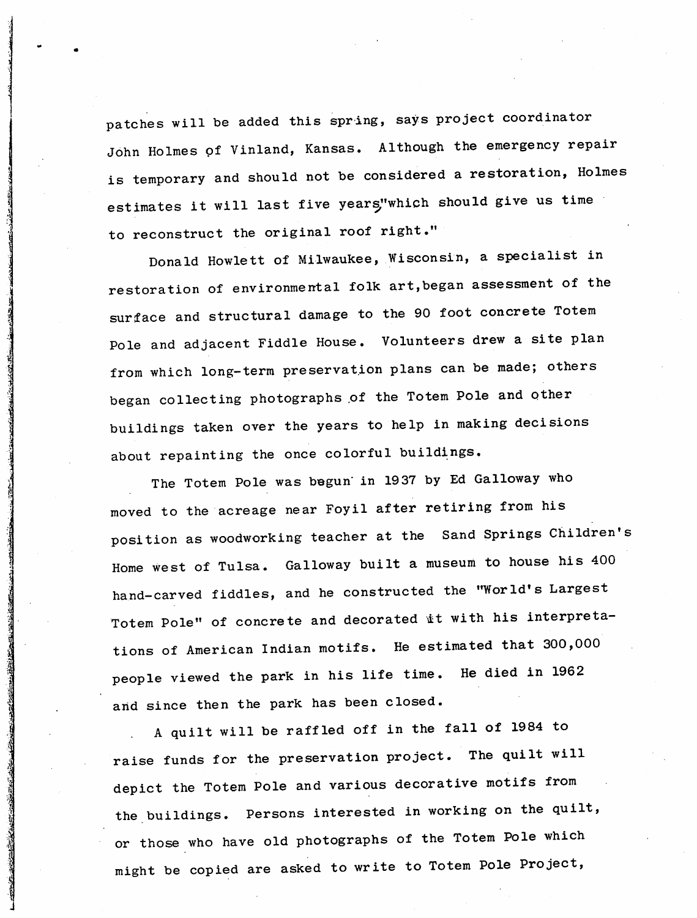patches will be added this spring, says project coordinator John Holmes of Vinland, Kansas. Although the emergency repair is temporary and should not be considered a restoration, Holmes estimates it will last five years, "which should give us time to reconstruct the original roof right."

Donald Howlett of Milwaukee, Wisconsin, a specialist in restoration of environmental folk art, began assessment of the surface and structural damage to the 90 foot concrete Totem Pole and adjacent Fiddle House. Volunteers drew a site plan from which long-term preservation plans can be made; others began collecting photographs of the Totem Pole and other buildings taken over the years to help in making decisions about repainting the once colorful buildings.

The Totem Pole was begun in 1937 by Ed Galloway who moved to the acreage near Foyil after retiring from his position as woodworking teacher at the Sand Springs Children's Home west of Tulsa. Galloway built a museum to house his 400 hand-carved fiddles, and he constructed the "World's Largest Totem Pole" of concrete and decorated it with his interpretations of American Indian motifs. He estimated that 300,000 people viewed the park in his life time. He died in 1962 and since then the park has been closed.

A quilt will be raffled off in the fall of 1984 to raise funds for the preservation project. The quilt will depict the Totem Pole and various decorative motifs from the buildings. Persons interested in working on the quilt, or those who have old photographs of the Totem Pole which might be copied are asked to write to Totem Pole Project,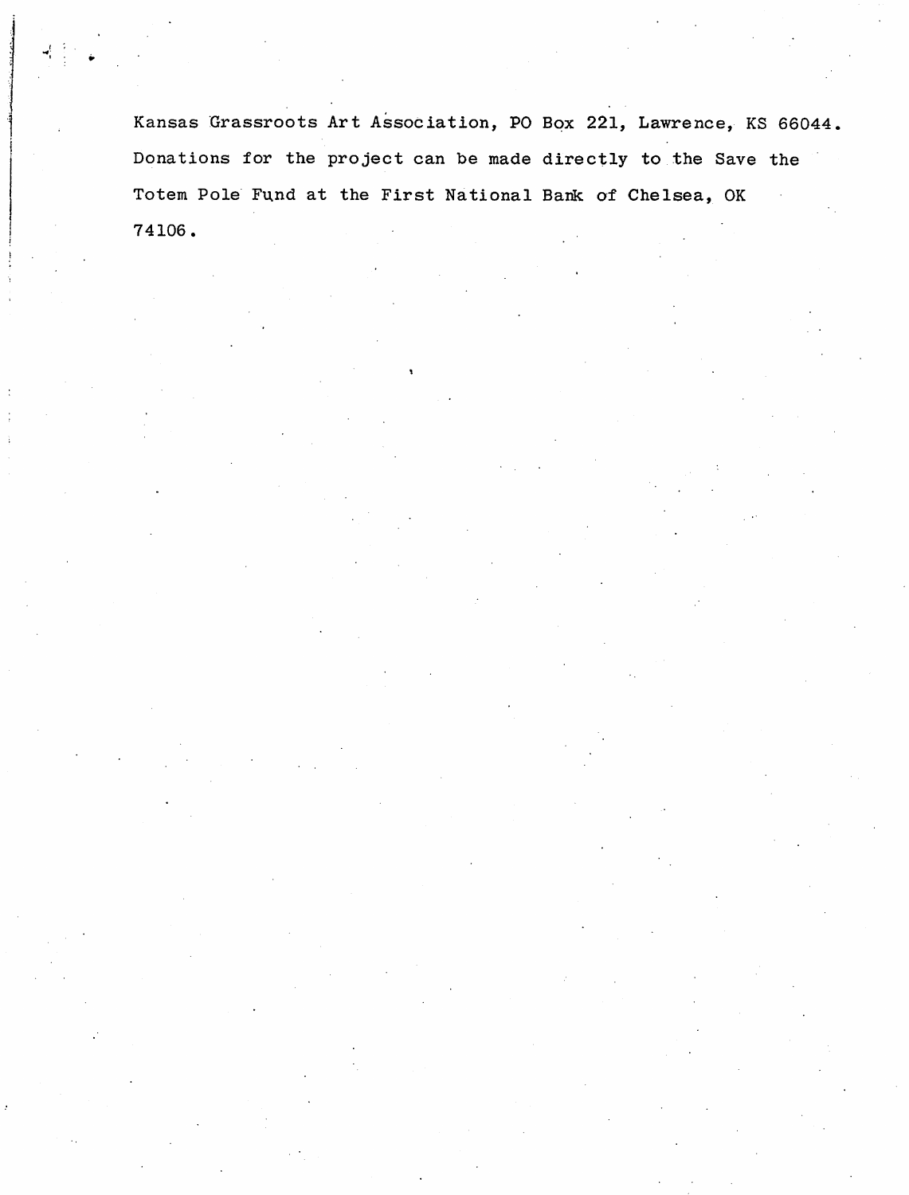Kansas Grassroots Art Association, PO Box 221, Lawrence, KS 66044. Donations for the project can be made directly to the Save the Totem Pole Fund at the First National Bank of Chelsea, OK 74106.